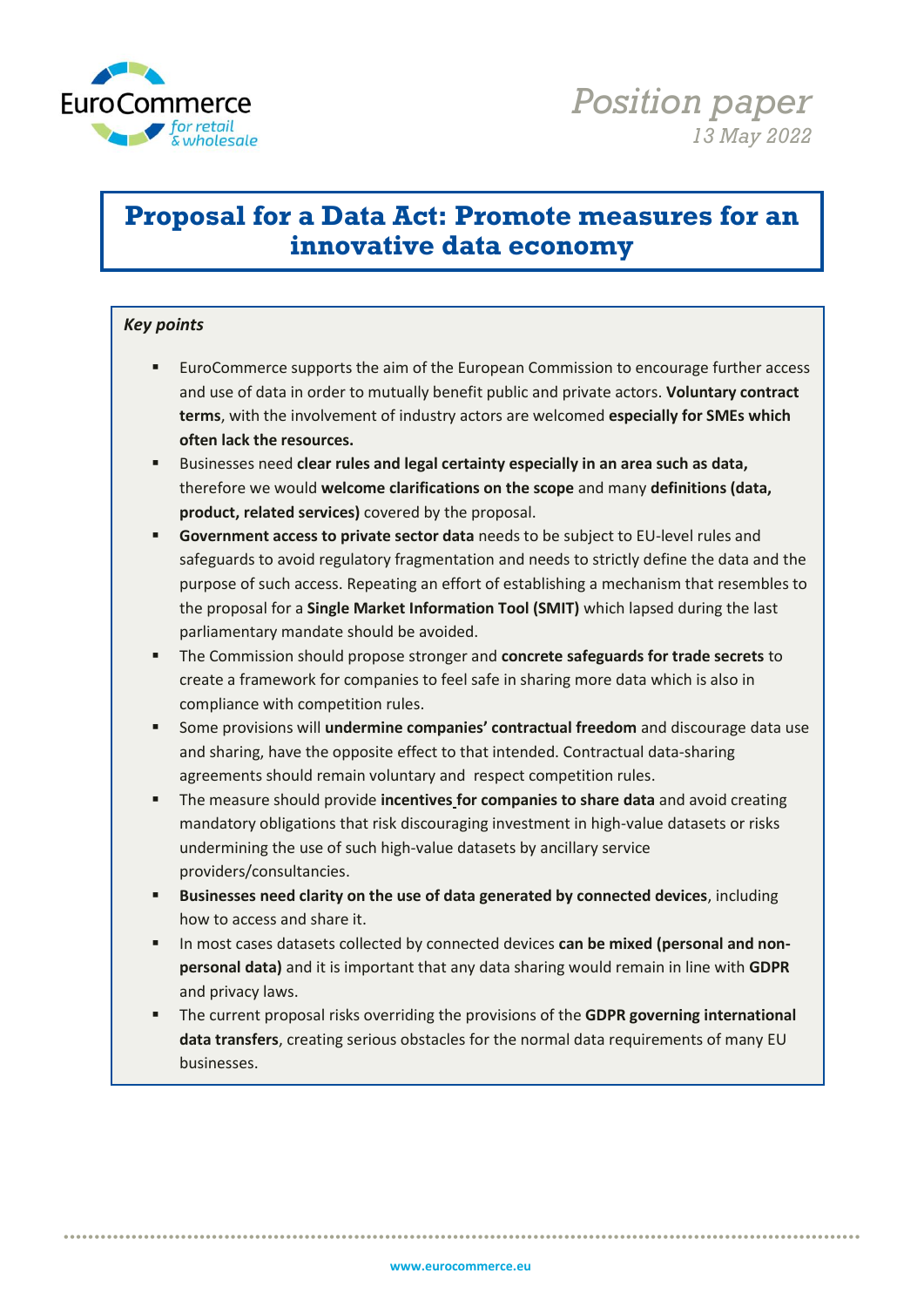EuroCommerce *for retail & wholesale*

*Position paper*
*13 May 2022*

# Proposal for a Data Act: Promote measures for an innovative data economy

***Key points***

- EuroCommerce supports the aim of the European Commission to encourage further access and use of data in order to mutually benefit public and private actors. **Voluntary contract terms**, with the involvement of industry actors are welcomed **especially for SMEs which often lack the resources.**
- Businesses need **clear rules and legal certainty especially in an area such as data,** therefore we would **welcome clarifications on the scope** and many **definitions (data, product, related services)** covered by the proposal.
- **Government access to private sector data** needs to be subject to EU-level rules and safeguards to avoid regulatory fragmentation and needs to strictly define the data and the purpose of such access. Repeating an effort of establishing a mechanism that resembles to the proposal for a **Single Market Information Tool (SMIT)** which lapsed during the last parliamentary mandate should be avoided.
- The Commission should propose stronger and **concrete safeguards for trade secrets** to create a framework for companies to feel safe in sharing more data which is also in compliance with competition rules.
- Some provisions will **undermine companies' contractual freedom** and discourage data use and sharing, have the opposite effect to that intended. Contractual data-sharing agreements should remain voluntary and respect competition rules.
- The measure should provide **incentives for companies to share data** and avoid creating mandatory obligations that risk discouraging investment in high-value datasets or risks undermining the use of such high-value datasets by ancillary service providers/consultancies.
- **Businesses need clarity on the use of data generated by connected devices**, including how to access and share it.
- In most cases datasets collected by connected devices **can be mixed (personal and non-personal data)** and it is important that any data sharing would remain in line with **GDPR** and privacy laws.
- The current proposal risks overriding the provisions of the **GDPR governing international data transfers**, creating serious obstacles for the normal data requirements of many EU businesses.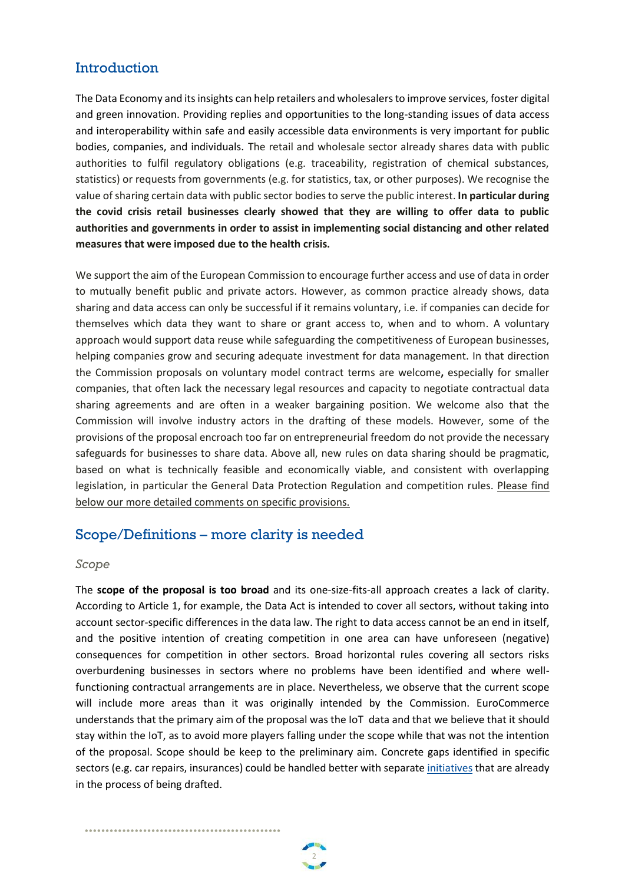## Introduction

The Data Economy and its insights can help retailers and wholesalers to improve services, foster digital and green innovation. Providing replies and opportunities to the long-standing issues of data access and interoperability within safe and easily accessible data environments is very important for public bodies, companies, and individuals. The retail and wholesale sector already shares data with public authorities to fulfil regulatory obligations (e.g. traceability, registration of chemical substances, statistics) or requests from governments (e.g. for statistics, tax, or other purposes). We recognise the value of sharing certain data with public sector bodies to serve the public interest. **In particular during the covid crisis retail businesses clearly showed that they are willing to offer data to public authorities and governments in order to assist in implementing social distancing and other related measures that were imposed due to the health crisis.**

We support the aim of the European Commission to encourage further access and use of data in order to mutually benefit public and private actors. However, as common practice already shows, data sharing and data access can only be successful if it remains voluntary, i.e. if companies can decide for themselves which data they want to share or grant access to, when and to whom. A voluntary approach would support data reuse while safeguarding the competitiveness of European businesses, helping companies grow and securing adequate investment for data management. In that direction the Commission proposals on voluntary model contract terms are welcome**,** especially for smaller companies, that often lack the necessary legal resources and capacity to negotiate contractual data sharing agreements and are often in a weaker bargaining position. We welcome also that the Commission will involve industry actors in the drafting of these models. However, some of the provisions of the proposal encroach too far on entrepreneurial freedom do not provide the necessary safeguards for businesses to share data. Above all, new rules on data sharing should be pragmatic, based on what is technically feasible and economically viable, and consistent with overlapping legislation, in particular the General Data Protection Regulation and competition rules. Please find below our more detailed comments on specific provisions.

## Scope/Definitions – more clarity is needed

### *Scope*

The **scope of the proposal is too broad** and its one-size-fits-all approach creates a lack of clarity. According to Article 1, for example, the Data Act is intended to cover all sectors, without taking into account sector-specific differences in the data law. The right to data access cannot be an end in itself, and the positive intention of creating competition in one area can have unforeseen (negative) consequences for competition in other sectors. Broad horizontal rules covering all sectors risks overburdening businesses in sectors where no problems have been identified and where well-functioning contractual arrangements are in place. Nevertheless, we observe that the current scope will include more areas than it was originally intended by the Commission. EuroCommerce understands that the primary aim of the proposal was the IoT data and that we believe that it should stay within the IoT, as to avoid more players falling under the scope while that was not the intention of the proposal. Scope should be keep to the preliminary aim. Concrete gaps identified in specific sectors (e.g. car repairs, insurances) could be handled better with separate initiatives that are already in the process of being drafted.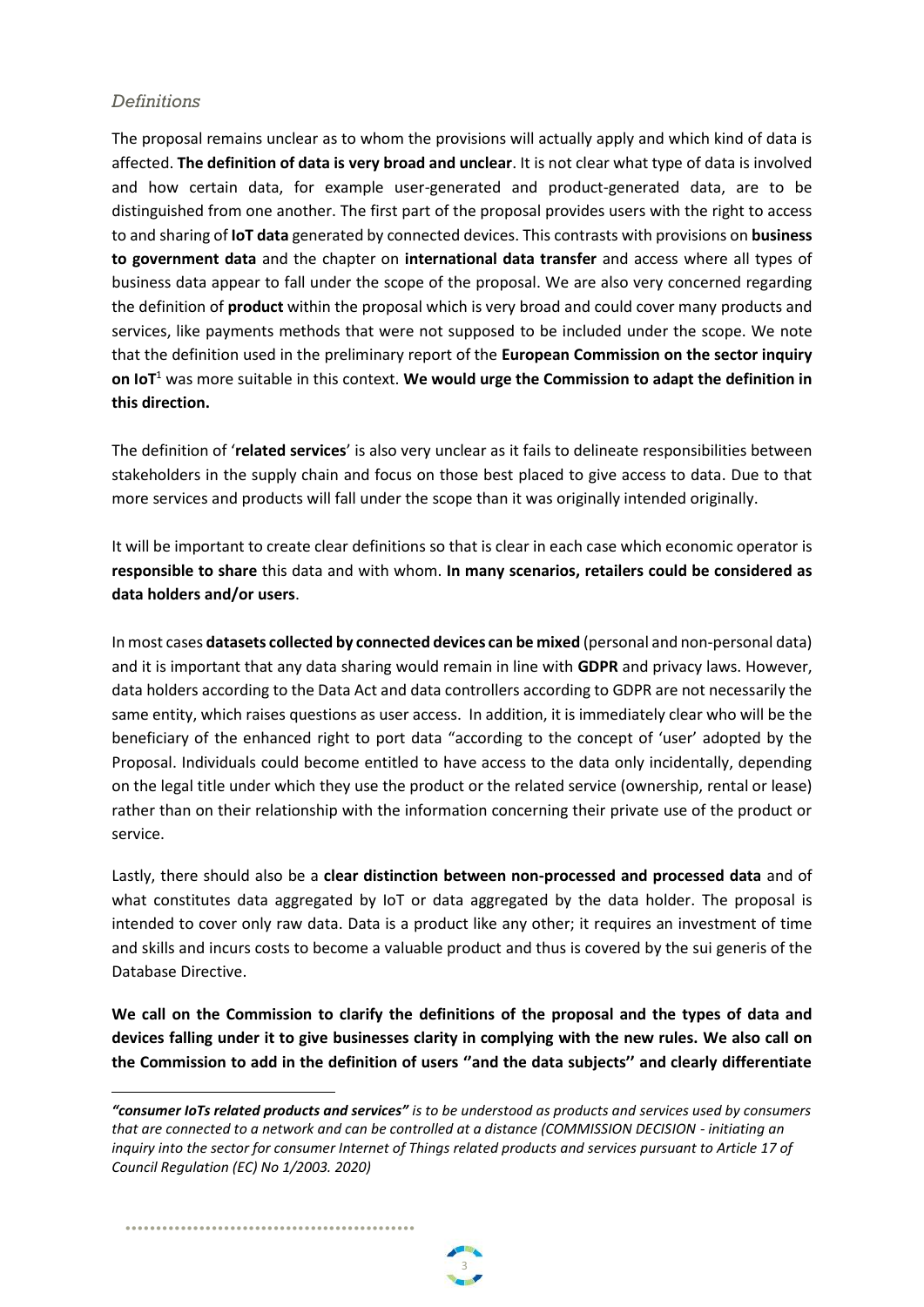### *Definitions*

The proposal remains unclear as to whom the provisions will actually apply and which kind of data is affected. **The definition of data is very broad and unclear**. It is not clear what type of data is involved and how certain data, for example user-generated and product-generated data, are to be distinguished from one another. The first part of the proposal provides users with the right to access to and sharing of **IoT data** generated by connected devices. This contrasts with provisions on **business to government data** and the chapter on **international data transfer** and access where all types of business data appear to fall under the scope of the proposal. We are also very concerned regarding the definition of **product** within the proposal which is very broad and could cover many products and services, like payments methods that were not supposed to be included under the scope. We note that the definition used in the preliminary report of the **European Commission on the sector inquiry on IoT**[1] was more suitable in this context. **We would urge the Commission to adapt the definition in this direction.**

The definition of '**related services**' is also very unclear as it fails to delineate responsibilities between stakeholders in the supply chain and focus on those best placed to give access to data. Due to that more services and products will fall under the scope than it was originally intended originally.

It will be important to create clear definitions so that is clear in each case which economic operator is **responsible to share** this data and with whom. **In many scenarios, retailers could be considered as data holders and/or users**.

In most cases **datasets collected by connected devices can be mixed** (personal and non-personal data) and it is important that any data sharing would remain in line with **GDPR** and privacy laws. However, data holders according to the Data Act and data controllers according to GDPR are not necessarily the same entity, which raises questions as user access. In addition, it is immediately clear who will be the beneficiary of the enhanced right to port data "according to the concept of 'user' adopted by the Proposal. Individuals could become entitled to have access to the data only incidentally, depending on the legal title under which they use the product or the related service (ownership, rental or lease) rather than on their relationship with the information concerning their private use of the product or service.

Lastly, there should also be a **clear distinction between non-processed and processed data** and of what constitutes data aggregated by IoT or data aggregated by the data holder. The proposal is intended to cover only raw data. Data is a product like any other; it requires an investment of time and skills and incurs costs to become a valuable product and thus is covered by the sui generis of the Database Directive.

**We call on the Commission to clarify the definitions of the proposal and the types of data and devices falling under it to give businesses clarity in complying with the new rules. We also call on the Commission to add in the definition of users ''and the data subjects'' and clearly differentiate**

---

[1] ***"consumer IoTs related products and services"*** *is to be understood as products and services used by consumers that are connected to a network and can be controlled at a distance (COMMISSION DECISION - initiating an inquiry into the sector for consumer Internet of Things related products and services pursuant to Article 17 of Council Regulation (EC) No 1/2003. 2020)*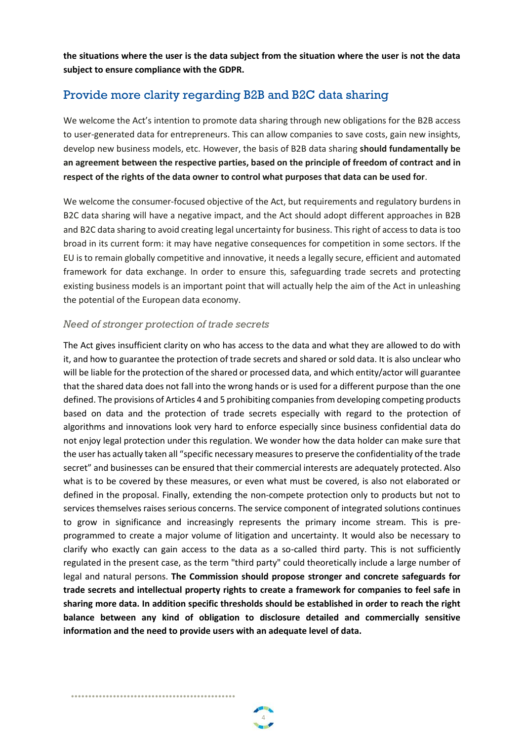**the situations where the user is the data subject from the situation where the user is not the data subject to ensure compliance with the GDPR.**

## Provide more clarity regarding B2B and B2C data sharing

We welcome the Act's intention to promote data sharing through new obligations for the B2B access to user-generated data for entrepreneurs. This can allow companies to save costs, gain new insights, develop new business models, etc. However, the basis of B2B data sharing **should fundamentally be an agreement between the respective parties, based on the principle of freedom of contract and in respect of the rights of the data owner to control what purposes that data can be used for**.

We welcome the consumer-focused objective of the Act, but requirements and regulatory burdens in B2C data sharing will have a negative impact, and the Act should adopt different approaches in B2B and B2C data sharing to avoid creating legal uncertainty for business. This right of access to data is too broad in its current form: it may have negative consequences for competition in some sectors. If the EU is to remain globally competitive and innovative, it needs a legally secure, efficient and automated framework for data exchange. In order to ensure this, safeguarding trade secrets and protecting existing business models is an important point that will actually help the aim of the Act in unleashing the potential of the European data economy.

### *Need of stronger protection of trade secrets*

The Act gives insufficient clarity on who has access to the data and what they are allowed to do with it, and how to guarantee the protection of trade secrets and shared or sold data. It is also unclear who will be liable for the protection of the shared or processed data, and which entity/actor will guarantee that the shared data does not fall into the wrong hands or is used for a different purpose than the one defined. The provisions of Articles 4 and 5 prohibiting companies from developing competing products based on data and the protection of trade secrets especially with regard to the protection of algorithms and innovations look very hard to enforce especially since business confidential data do not enjoy legal protection under this regulation. We wonder how the data holder can make sure that the user has actually taken all "specific necessary measures to preserve the confidentiality of the trade secret" and businesses can be ensured that their commercial interests are adequately protected. Also what is to be covered by these measures, or even what must be covered, is also not elaborated or defined in the proposal. Finally, extending the non-compete protection only to products but not to services themselves raises serious concerns. The service component of integrated solutions continues to grow in significance and increasingly represents the primary income stream. This is pre-programmed to create a major volume of litigation and uncertainty. It would also be necessary to clarify who exactly can gain access to the data as a so-called third party. This is not sufficiently regulated in the present case, as the term "third party" could theoretically include a large number of legal and natural persons. **The Commission should propose stronger and concrete safeguards for trade secrets and intellectual property rights to create a framework for companies to feel safe in sharing more data. In addition specific thresholds should be established in order to reach the right balance between any kind of obligation to disclosure detailed and commercially sensitive information and the need to provide users with an adequate level of data.**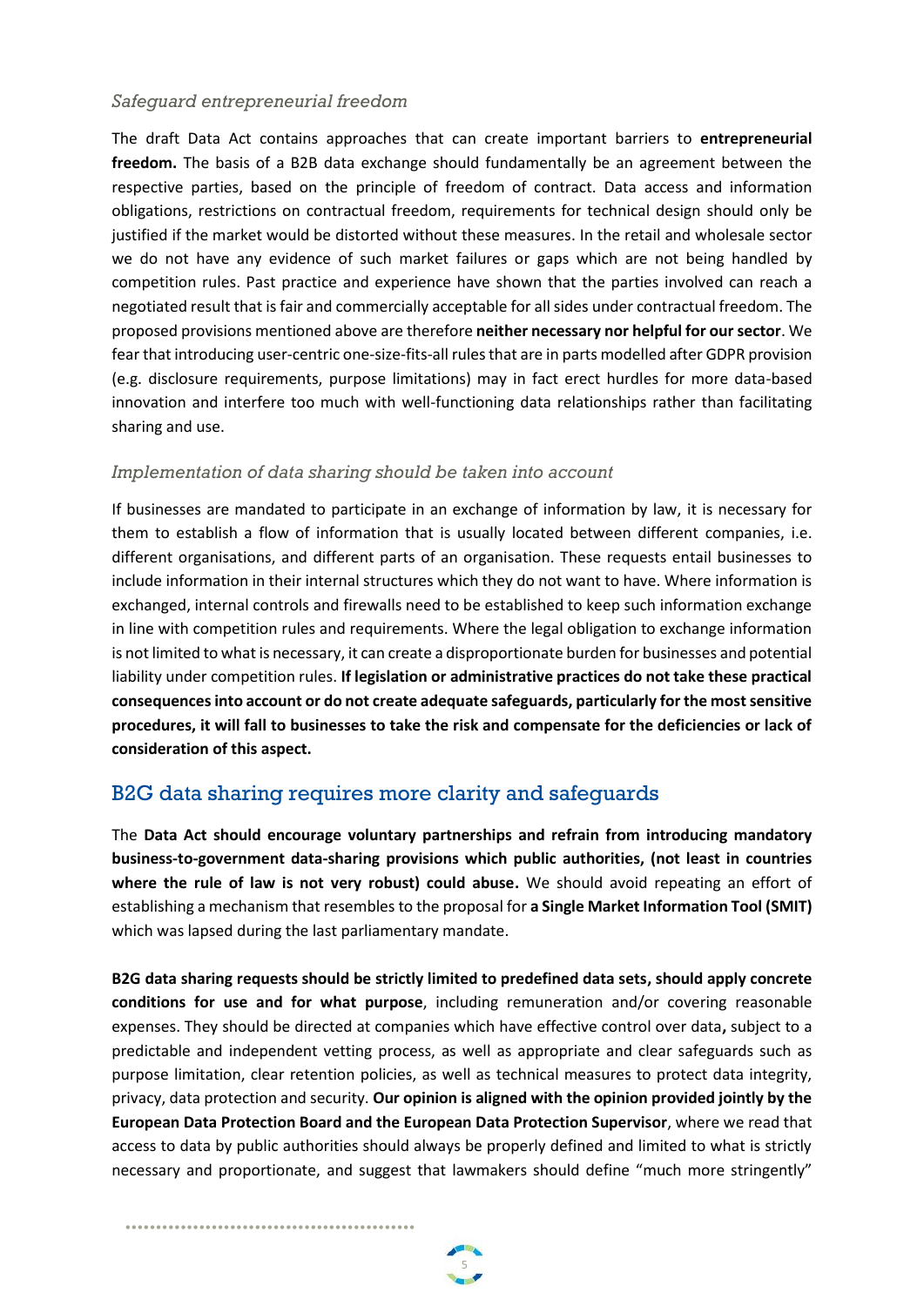### *Safeguard entrepreneurial freedom*

The draft Data Act contains approaches that can create important barriers to **entrepreneurial freedom.** The basis of a B2B data exchange should fundamentally be an agreement between the respective parties, based on the principle of freedom of contract. Data access and information obligations, restrictions on contractual freedom, requirements for technical design should only be justified if the market would be distorted without these measures. In the retail and wholesale sector we do not have any evidence of such market failures or gaps which are not being handled by competition rules. Past practice and experience have shown that the parties involved can reach a negotiated result that is fair and commercially acceptable for all sides under contractual freedom. The proposed provisions mentioned above are therefore **neither necessary nor helpful for our sector**. We fear that introducing user-centric one-size-fits-all rules that are in parts modelled after GDPR provision (e.g. disclosure requirements, purpose limitations) may in fact erect hurdles for more data-based innovation and interfere too much with well-functioning data relationships rather than facilitating sharing and use.

### *Implementation of data sharing should be taken into account*

If businesses are mandated to participate in an exchange of information by law, it is necessary for them to establish a flow of information that is usually located between different companies, i.e. different organisations, and different parts of an organisation. These requests entail businesses to include information in their internal structures which they do not want to have. Where information is exchanged, internal controls and firewalls need to be established to keep such information exchange in line with competition rules and requirements. Where the legal obligation to exchange information is not limited to what is necessary, it can create a disproportionate burden for businesses and potential liability under competition rules. **If legislation or administrative practices do not take these practical consequences into account or do not create adequate safeguards, particularly for the most sensitive procedures, it will fall to businesses to take the risk and compensate for the deficiencies or lack of consideration of this aspect.**

## B2G data sharing requires more clarity and safeguards

The **Data Act should encourage voluntary partnerships and refrain from introducing mandatory business-to-government data-sharing provisions which public authorities, (not least in countries where the rule of law is not very robust) could abuse.** We should avoid repeating an effort of establishing a mechanism that resembles to the proposal for **a Single Market Information Tool (SMIT)** which was lapsed during the last parliamentary mandate.

**B2G data sharing requests should be strictly limited to predefined data sets, should apply concrete conditions for use and for what purpose**, including remuneration and/or covering reasonable expenses. They should be directed at companies which have effective control over data**,** subject to a predictable and independent vetting process, as well as appropriate and clear safeguards such as purpose limitation, clear retention policies, as well as technical measures to protect data integrity, privacy, data protection and security. **Our opinion is aligned with the opinion provided jointly by the European Data Protection Board and the European Data Protection Supervisor**, where we read that access to data by public authorities should always be properly defined and limited to what is strictly necessary and proportionate, and suggest that lawmakers should define "much more stringently"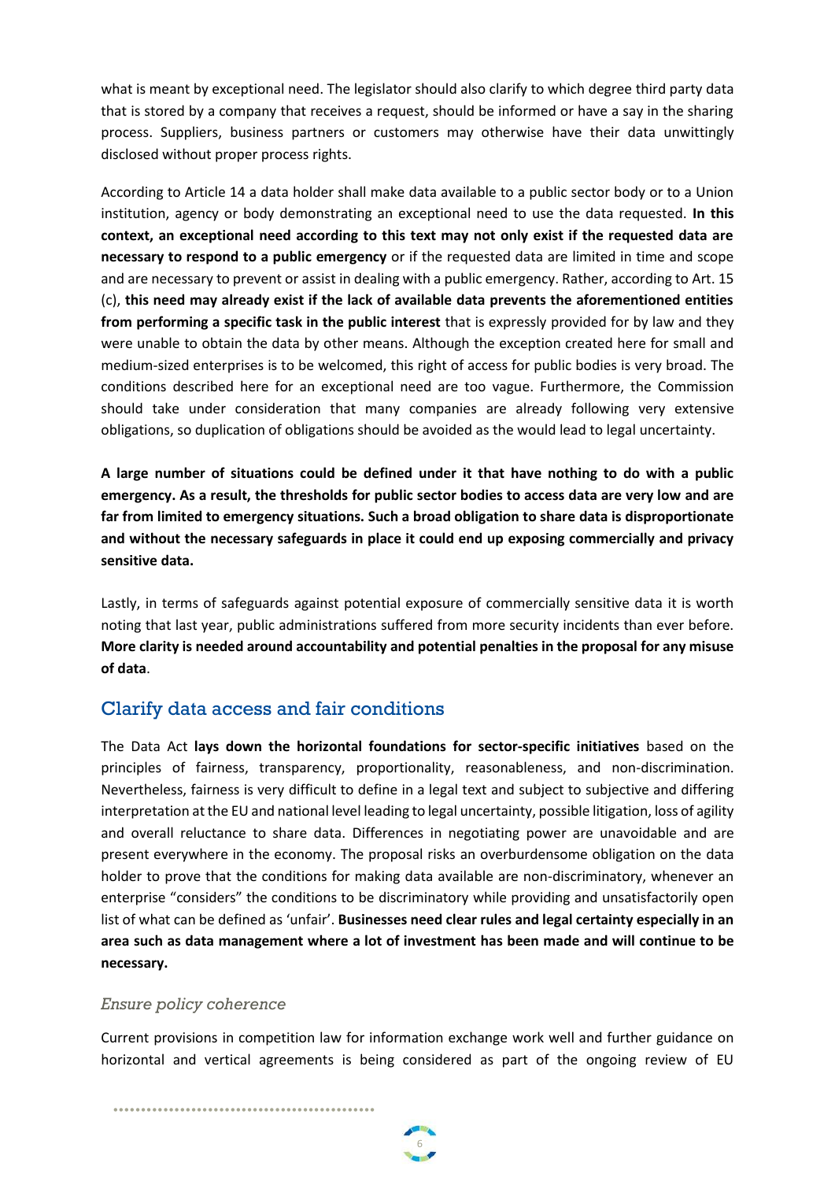what is meant by exceptional need. The legislator should also clarify to which degree third party data that is stored by a company that receives a request, should be informed or have a say in the sharing process. Suppliers, business partners or customers may otherwise have their data unwittingly disclosed without proper process rights.

According to Article 14 a data holder shall make data available to a public sector body or to a Union institution, agency or body demonstrating an exceptional need to use the data requested. **In this context, an exceptional need according to this text may not only exist if the requested data are necessary to respond to a public emergency** or if the requested data are limited in time and scope and are necessary to prevent or assist in dealing with a public emergency. Rather, according to Art. 15 (c), **this need may already exist if the lack of available data prevents the aforementioned entities from performing a specific task in the public interest** that is expressly provided for by law and they were unable to obtain the data by other means. Although the exception created here for small and medium-sized enterprises is to be welcomed, this right of access for public bodies is very broad. The conditions described here for an exceptional need are too vague. Furthermore, the Commission should take under consideration that many companies are already following very extensive obligations, so duplication of obligations should be avoided as the would lead to legal uncertainty.

**A large number of situations could be defined under it that have nothing to do with a public emergency. As a result, the thresholds for public sector bodies to access data are very low and are far from limited to emergency situations. Such a broad obligation to share data is disproportionate and without the necessary safeguards in place it could end up exposing commercially and privacy sensitive data.**

Lastly, in terms of safeguards against potential exposure of commercially sensitive data it is worth noting that last year, public administrations suffered from more security incidents than ever before. **More clarity is needed around accountability and potential penalties in the proposal for any misuse of data**.

## Clarify data access and fair conditions

The Data Act **lays down the horizontal foundations for sector-specific initiatives** based on the principles of fairness, transparency, proportionality, reasonableness, and non-discrimination. Nevertheless, fairness is very difficult to define in a legal text and subject to subjective and differing interpretation at the EU and national level leading to legal uncertainty, possible litigation, loss of agility and overall reluctance to share data. Differences in negotiating power are unavoidable and are present everywhere in the economy. The proposal risks an overburdensome obligation on the data holder to prove that the conditions for making data available are non-discriminatory, whenever an enterprise "considers" the conditions to be discriminatory while providing and unsatisfactorily open list of what can be defined as 'unfair'. **Businesses need clear rules and legal certainty especially in an area such as data management where a lot of investment has been made and will continue to be necessary.**

### *Ensure policy coherence*

Current provisions in competition law for information exchange work well and further guidance on horizontal and vertical agreements is being considered as part of the ongoing review of EU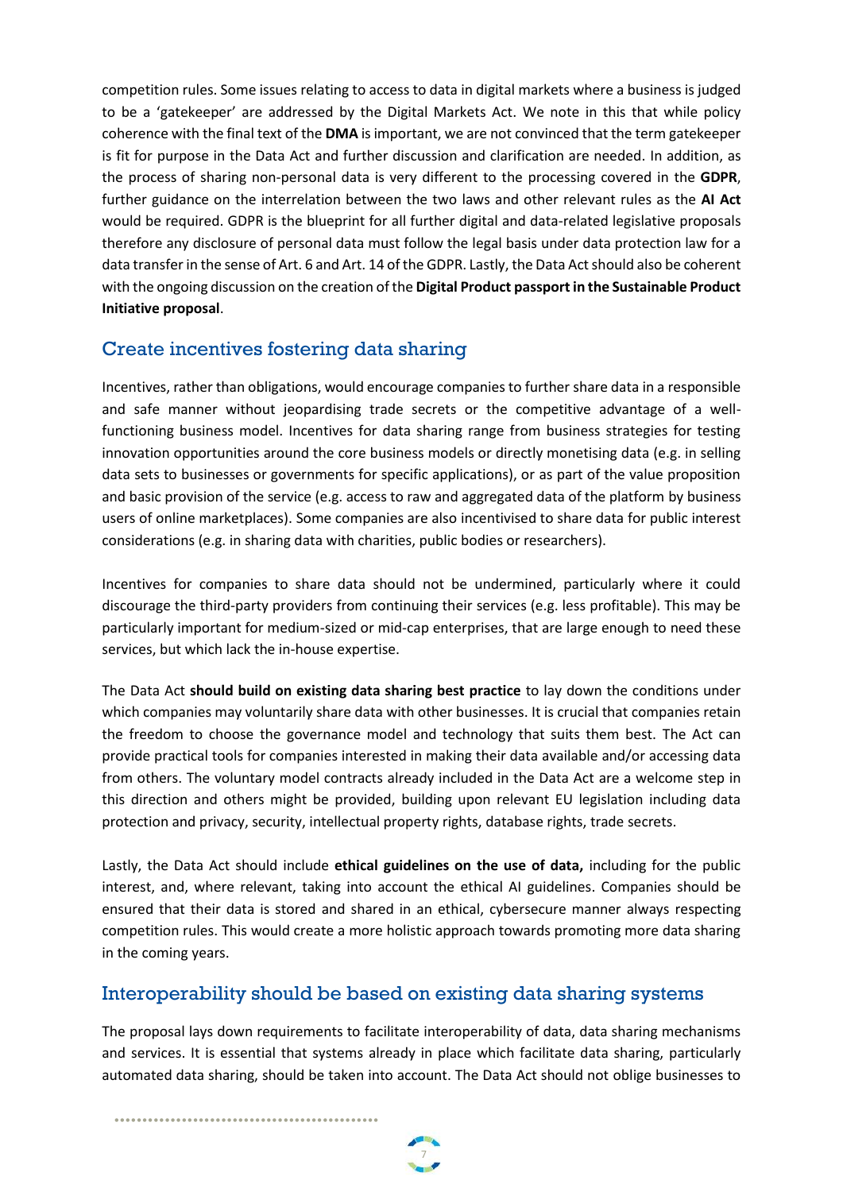competition rules. Some issues relating to access to data in digital markets where a business is judged to be a 'gatekeeper' are addressed by the Digital Markets Act. We note in this that while policy coherence with the final text of the **DMA** is important, we are not convinced that the term gatekeeper is fit for purpose in the Data Act and further discussion and clarification are needed. In addition, as the process of sharing non-personal data is very different to the processing covered in the **GDPR**, further guidance on the interrelation between the two laws and other relevant rules as the **AI Act** would be required. GDPR is the blueprint for all further digital and data-related legislative proposals therefore any disclosure of personal data must follow the legal basis under data protection law for a data transfer in the sense of Art. 6 and Art. 14 of the GDPR. Lastly, the Data Act should also be coherent with the ongoing discussion on the creation of the **Digital Product passport in the Sustainable Product Initiative proposal**.

## Create incentives fostering data sharing

Incentives, rather than obligations, would encourage companies to further share data in a responsible and safe manner without jeopardising trade secrets or the competitive advantage of a well-functioning business model. Incentives for data sharing range from business strategies for testing innovation opportunities around the core business models or directly monetising data (e.g. in selling data sets to businesses or governments for specific applications), or as part of the value proposition and basic provision of the service (e.g. access to raw and aggregated data of the platform by business users of online marketplaces). Some companies are also incentivised to share data for public interest considerations (e.g. in sharing data with charities, public bodies or researchers).

Incentives for companies to share data should not be undermined, particularly where it could discourage the third-party providers from continuing their services (e.g. less profitable). This may be particularly important for medium-sized or mid-cap enterprises, that are large enough to need these services, but which lack the in-house expertise.

The Data Act **should build on existing data sharing best practice** to lay down the conditions under which companies may voluntarily share data with other businesses. It is crucial that companies retain the freedom to choose the governance model and technology that suits them best. The Act can provide practical tools for companies interested in making their data available and/or accessing data from others. The voluntary model contracts already included in the Data Act are a welcome step in this direction and others might be provided, building upon relevant EU legislation including data protection and privacy, security, intellectual property rights, database rights, trade secrets.

Lastly, the Data Act should include **ethical guidelines on the use of data,** including for the public interest, and, where relevant, taking into account the ethical AI guidelines. Companies should be ensured that their data is stored and shared in an ethical, cybersecure manner always respecting competition rules. This would create a more holistic approach towards promoting more data sharing in the coming years.

## Interoperability should be based on existing data sharing systems

The proposal lays down requirements to facilitate interoperability of data, data sharing mechanisms and services. It is essential that systems already in place which facilitate data sharing, particularly automated data sharing, should be taken into account. The Data Act should not oblige businesses to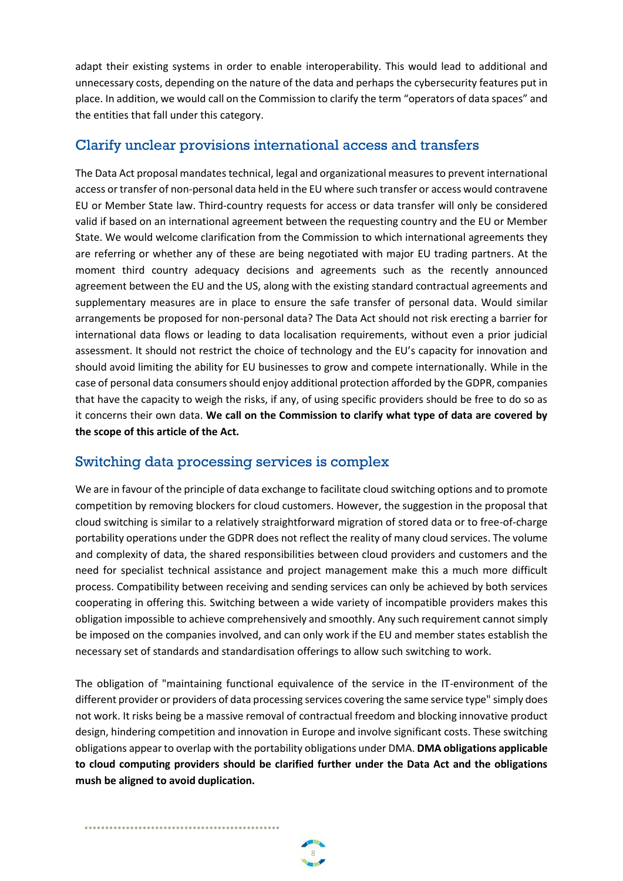adapt their existing systems in order to enable interoperability. This would lead to additional and unnecessary costs, depending on the nature of the data and perhaps the cybersecurity features put in place. In addition, we would call on the Commission to clarify the term "operators of data spaces" and the entities that fall under this category.

## Clarify unclear provisions international access and transfers

The Data Act proposal mandates technical, legal and organizational measures to prevent international access or transfer of non-personal data held in the EU where such transfer or access would contravene EU or Member State law. Third-country requests for access or data transfer will only be considered valid if based on an international agreement between the requesting country and the EU or Member State. We would welcome clarification from the Commission to which international agreements they are referring or whether any of these are being negotiated with major EU trading partners. At the moment third country adequacy decisions and agreements such as the recently announced agreement between the EU and the US, along with the existing standard contractual agreements and supplementary measures are in place to ensure the safe transfer of personal data. Would similar arrangements be proposed for non-personal data? The Data Act should not risk erecting a barrier for international data flows or leading to data localisation requirements, without even a prior judicial assessment. It should not restrict the choice of technology and the EU's capacity for innovation and should avoid limiting the ability for EU businesses to grow and compete internationally. While in the case of personal data consumers should enjoy additional protection afforded by the GDPR, companies that have the capacity to weigh the risks, if any, of using specific providers should be free to do so as it concerns their own data. **We call on the Commission to clarify what type of data are covered by the scope of this article of the Act.**

## Switching data processing services is complex

We are in favour of the principle of data exchange to facilitate cloud switching options and to promote competition by removing blockers for cloud customers. However, the suggestion in the proposal that cloud switching is similar to a relatively straightforward migration of stored data or to free-of-charge portability operations under the GDPR does not reflect the reality of many cloud services. The volume and complexity of data, the shared responsibilities between cloud providers and customers and the need for specialist technical assistance and project management make this a much more difficult process. Compatibility between receiving and sending services can only be achieved by both services cooperating in offering this. Switching between a wide variety of incompatible providers makes this obligation impossible to achieve comprehensively and smoothly. Any such requirement cannot simply be imposed on the companies involved, and can only work if the EU and member states establish the necessary set of standards and standardisation offerings to allow such switching to work.

The obligation of "maintaining functional equivalence of the service in the IT-environment of the different provider or providers of data processing services covering the same service type" simply does not work. It risks being be a massive removal of contractual freedom and blocking innovative product design, hindering competition and innovation in Europe and involve significant costs. These switching obligations appear to overlap with the portability obligations under DMA. **DMA obligations applicable to cloud computing providers should be clarified further under the Data Act and the obligations mush be aligned to avoid duplication.**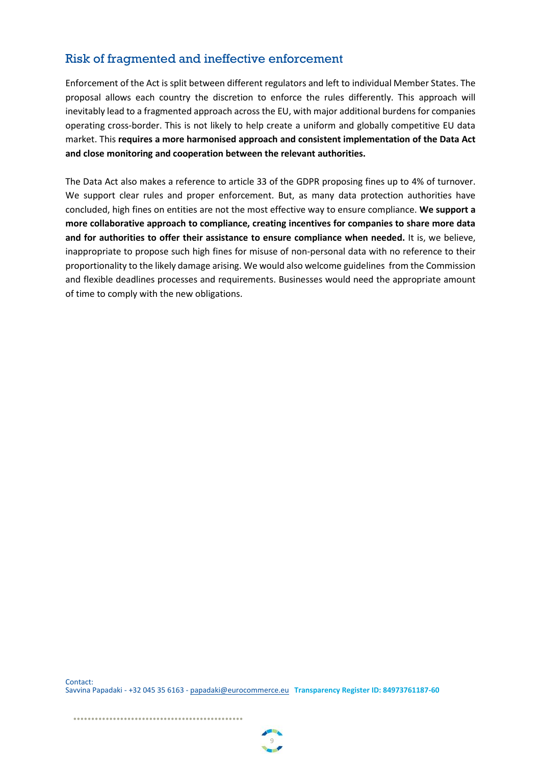## Risk of fragmented and ineffective enforcement

Enforcement of the Act is split between different regulators and left to individual Member States. The proposal allows each country the discretion to enforce the rules differently. This approach will inevitably lead to a fragmented approach across the EU, with major additional burdens for companies operating cross-border. This is not likely to help create a uniform and globally competitive EU data market. This **requires a more harmonised approach and consistent implementation of the Data Act and close monitoring and cooperation between the relevant authorities.**

The Data Act also makes a reference to article 33 of the GDPR proposing fines up to 4% of turnover. We support clear rules and proper enforcement. But, as many data protection authorities have concluded, high fines on entities are not the most effective way to ensure compliance. **We support a more collaborative approach to compliance, creating incentives for companies to share more data and for authorities to offer their assistance to ensure compliance when needed.** It is, we believe, inappropriate to propose such high fines for misuse of non-personal data with no reference to their proportionality to the likely damage arising. We would also welcome guidelines from the Commission and flexible deadlines processes and requirements. Businesses would need the appropriate amount of time to comply with the new obligations.

Contact:
Savvina Papadaki - +32 045 35 6163 - papadaki@eurocommerce.eu **Transparency Register ID: 84973761187-60**